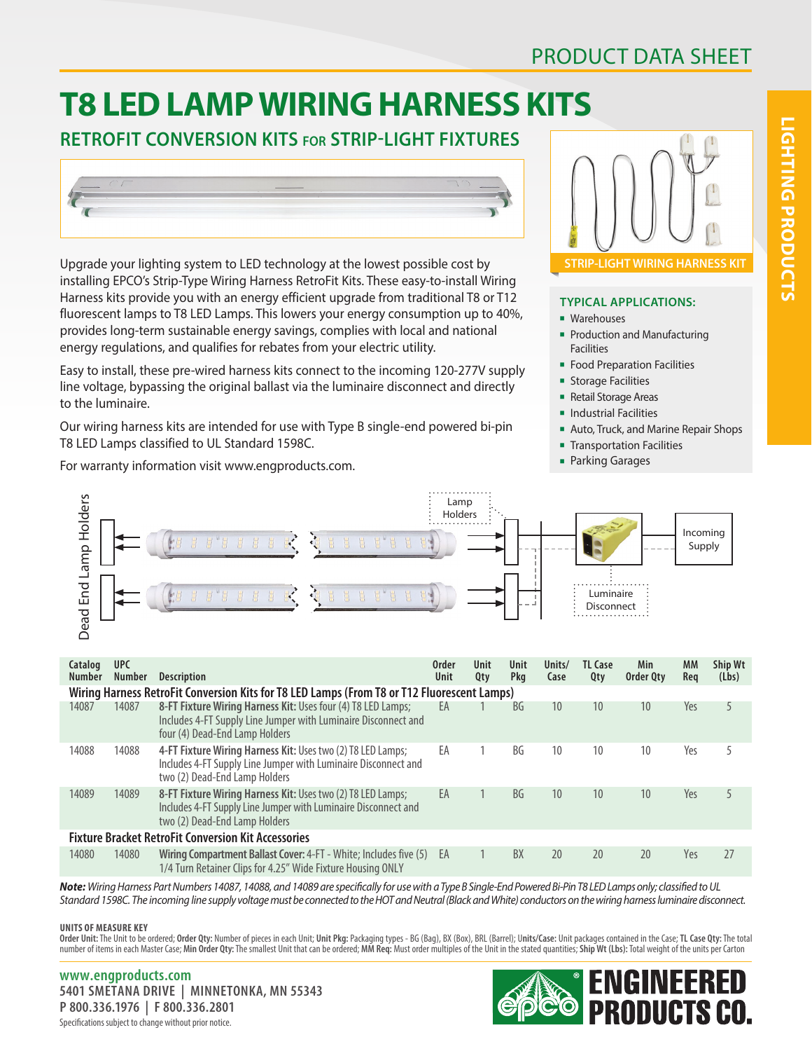PRODUCT DATA SHEET

# T8 LED LAMP WIRING HARNESS KITS

## RETROFIT CONVERSION KITS FOR STRIP-LIGHT FIXTURES

Upgrade your lighting system to LED technology at the lowest possible cost by installing EPCO's Strip-Type Wiring Harness RetroFit Kits. These easy-to-install Wiring Harness kits provide you with an energy efficient upgrade from traditional T8 or T12 fluorescent lamps to T8 LED Lamps. This lowers your energy consumption up to 40%, provides long-term sustainable energy savings, complies with local and national energy regulations, and qualifies for rebates from your electric utility.

Easy to install, these pre-wired harness kits connect to the incoming 120-277V supply line voltage, bypassing the original ballast via the luminaire disconnect and directly to the luminaire.

Our wiring harness kits are intended for use with Type B single-end powered bi-pin T8 LED Lamps classified to UL Standard 1598C.

For warranty information visit www.engproducts.com.

STRIP-LIGHT WIRING HARNESS KIT

### TYPICAL APPLICATIONS:

- Warehouses
- Production and Manufacturing Facilities
- Food Preparation Facilities
- Storage Facilities
- Retail Storage Areas
- Industrial Facilities
- Auto, Truck, and Marine Repair Shops
- Transportation Facilities
- Parking Garages

Dead End Lamp Holders — Lamp Holders — Luminaire Disconnect — Incoming Supply

| Catalog Number | UPC Number | Description | Order Unit | Unit Qty | Unit Pkg | Units/ Case | TL Case Qty | Min Order Qty | MM Req | Ship Wt (Lbs) |
|---|---|---|---|---|---|---|---|---|---|---|
| **Wiring Harness RetroFit Conversion Kits for T8 LED Lamps (From T8 or T12 Fluorescent Lamps)** | | | | | | | | | | |
| 14087 | 14087 | **8-FT Fixture Wiring Harness Kit:** Uses four (4) T8 LED Lamps; Includes 4-FT Supply Line Jumper with Luminaire Disconnect and four (4) Dead-End Lamp Holders | EA | 1 | BG | 10 | 10 | 10 | Yes | 5 |
| 14088 | 14088 | **4-FT Fixture Wiring Harness Kit:** Uses two (2) T8 LED Lamps; Includes 4-FT Supply Line Jumper with Luminaire Disconnect and two (2) Dead-End Lamp Holders | EA | 1 | BG | 10 | 10 | 10 | Yes | 5 |
| 14089 | 14089 | **8-FT Fixture Wiring Harness Kit:** Uses two (2) T8 LED Lamps; Includes 4-FT Supply Line Jumper with Luminaire Disconnect and two (2) Dead-End Lamp Holders | EA | 1 | BG | 10 | 10 | 10 | Yes | 5 |
| **Fixture Bracket RetroFit Conversion Kit Accessories** | | | | | | | | | | |
| 14080 | 14080 | **Wiring Compartment Ballast Cover:** 4-FT - White; Includes five (5) 1/4 Turn Retainer Clips for 4.25" Wide Fixture Housing ONLY | EA | 1 | BX | 20 | 20 | 20 | Yes | 27 |

***Note:*** *Wiring Harness Part Numbers 14087, 14088, and 14089 are specifically for use with a Type B Single-End Powered Bi-Pin T8 LED Lamps only; classified to UL Standard 1598C. The incoming line supply voltage must be connected to the HOT and Neutral (Black and White) conductors on the wiring harness luminaire disconnect.*

**UNITS OF MEASURE KEY**

**Order Unit:** The Unit to be ordered; **Order Qty:** Number of pieces in each Unit; **Unit Pkg:** Packaging types - BG (Bag), BX (Box), BRL (Barrel); **Units/Case:** Unit packages contained in the Case; **TL Case Qty:** The total number of items in each Master Case; **Min Order Qty:** The smallest Unit that can be ordered; **MM Req:** Must order multiples of the Unit in the stated quantities; **Ship Wt (Lbs):** Total weight of the units per Carton

**www.engproducts.com**
**5401 SMETANA DRIVE | MINNETONKA, MN 55343**
**P 800.336.1976 | F 800.336.2801**
Specifications subject to change without prior notice.

ENGINEERED PRODUCTS CO.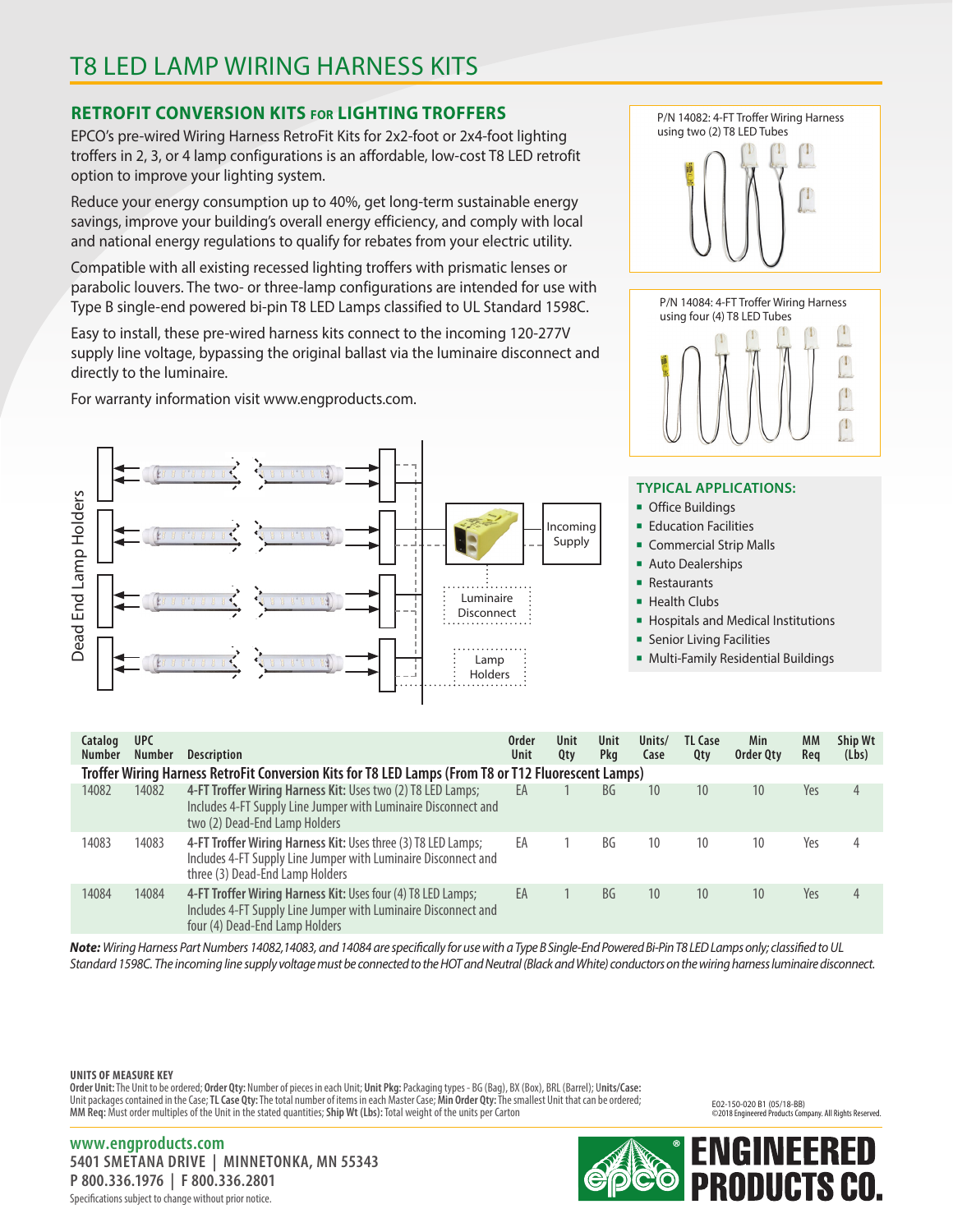# T8 LED LAMP WIRING HARNESS KITS

## RETROFIT CONVERSION KITS FOR LIGHTING TROFFERS

EPCO's pre-wired Wiring Harness RetroFit Kits for 2x2-foot or 2x4-foot lighting troffers in 2, 3, or 4 lamp configurations is an affordable, low-cost T8 LED retrofit option to improve your lighting system.

Reduce your energy consumption up to 40%, get long-term sustainable energy savings, improve your building's overall energy efficiency, and comply with local and national energy regulations to qualify for rebates from your electric utility.

Compatible with all existing recessed lighting troffers with prismatic lenses or parabolic louvers. The two- or three-lamp configurations are intended for use with Type B single-end powered bi-pin T8 LED Lamps classified to UL Standard 1598C.

Easy to install, these pre-wired harness kits connect to the incoming 120-277V supply line voltage, bypassing the original ballast via the luminaire disconnect and directly to the luminaire.

For warranty information visit www.engproducts.com.

Dead End Lamp Holders
Incoming Supply
Luminaire Disconnect
Lamp Holders

P/N 14082: 4-FT Troffer Wiring Harness using two (2) T8 LED Tubes

P/N 14084: 4-FT Troffer Wiring Harness using four (4) T8 LED Tubes

### TYPICAL APPLICATIONS:

- Office Buildings
- Education Facilities
- Commercial Strip Malls
- Auto Dealerships
- Restaurants
- Health Clubs
- Hospitals and Medical Institutions
- Senior Living Facilities
- Multi-Family Residential Buildings

| Catalog Number | UPC Number | Description | Order Unit | Unit Qty | Unit Pkg | Units/ Case | TL Case Qty | Min Order Qty | MM Req | Ship Wt (Lbs) |
|---|---|---|---|---|---|---|---|---|---|---|
| **Troffer Wiring Harness RetroFit Conversion Kits for T8 LED Lamps (From T8 or T12 Fluorescent Lamps)** | | | | | | | | | | |
| 14082 | 14082 | **4-FT Troffer Wiring Harness Kit:** Uses two (2) T8 LED Lamps; Includes 4-FT Supply Line Jumper with Luminaire Disconnect and two (2) Dead-End Lamp Holders | EA | 1 | BG | 10 | 10 | 10 | Yes | 4 |
| 14083 | 14083 | **4-FT Troffer Wiring Harness Kit:** Uses three (3) T8 LED Lamps; Includes 4-FT Supply Line Jumper with Luminaire Disconnect and three (3) Dead-End Lamp Holders | EA | 1 | BG | 10 | 10 | 10 | Yes | 4 |
| 14084 | 14084 | **4-FT Troffer Wiring Harness Kit:** Uses four (4) T8 LED Lamps; Includes 4-FT Supply Line Jumper with Luminaire Disconnect and four (4) Dead-End Lamp Holders | EA | 1 | BG | 10 | 10 | 10 | Yes | 4 |

***Note:*** *Wiring Harness Part Numbers 14082,14083, and 14084 are specifically for use with a Type B Single-End Powered Bi-Pin T8 LED Lamps only; classified to UL Standard 1598C. The incoming line supply voltage must be connected to the HOT and Neutral (Black and White) conductors on the wiring harness luminaire disconnect.*

**UNITS OF MEASURE KEY**
**Order Unit:** The Unit to be ordered; **Order Qty:** Number of pieces in each Unit; **Unit Pkg:** Packaging types - BG (Bag), BX (Box), BRL (Barrel); **Units/Case:** Unit packages contained in the Case; **TL Case Qty:** The total number of items in each Master Case; **Min Order Qty:** The smallest Unit that can be ordered; **MM Req:** Must order multiples of the Unit in the stated quantities; **Ship Wt (Lbs):** Total weight of the units per Carton

E02-150-020 B1 (05/18-BB)
©2018 Engineered Products Company. All Rights Reserved.

**www.engproducts.com**
**5401 SMETANA DRIVE | MINNETONKA, MN 55343**
**P 800.336.1976 | F 800.336.2801**
Specifications subject to change without prior notice.

**ENGINEERED PRODUCTS CO.**